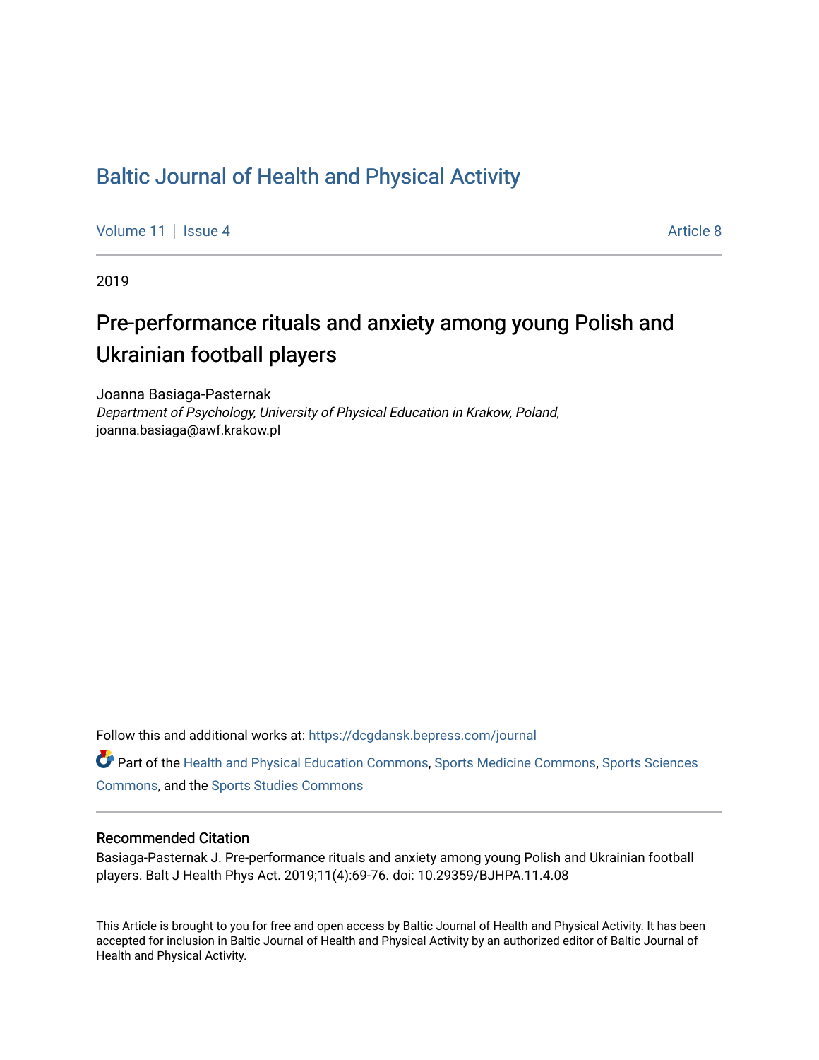# Baltic Journal of Health and Physical Activity

Volume 11 | Issue 4 | Article 8

2019

## Pre-performance rituals and anxiety among young Polish and Ukrainian football players

Joanna Basiaga-Pasternak
*Department of Psychology, University of Physical Education in Krakow, Poland*, joanna.basiaga@awf.krakow.pl

Follow this and additional works at: https://dcgdansk.bepress.com/journal

Part of the Health and Physical Education Commons, Sports Medicine Commons, Sports Sciences Commons, and the Sports Studies Commons

### Recommended Citation

Basiaga-Pasternak J. Pre-performance rituals and anxiety among young Polish and Ukrainian football players. Balt J Health Phys Act. 2019;11(4):69-76. doi: 10.29359/BJHPA.11.4.08

This Article is brought to you for free and open access by Baltic Journal of Health and Physical Activity. It has been accepted for inclusion in Baltic Journal of Health and Physical Activity by an authorized editor of Baltic Journal of Health and Physical Activity.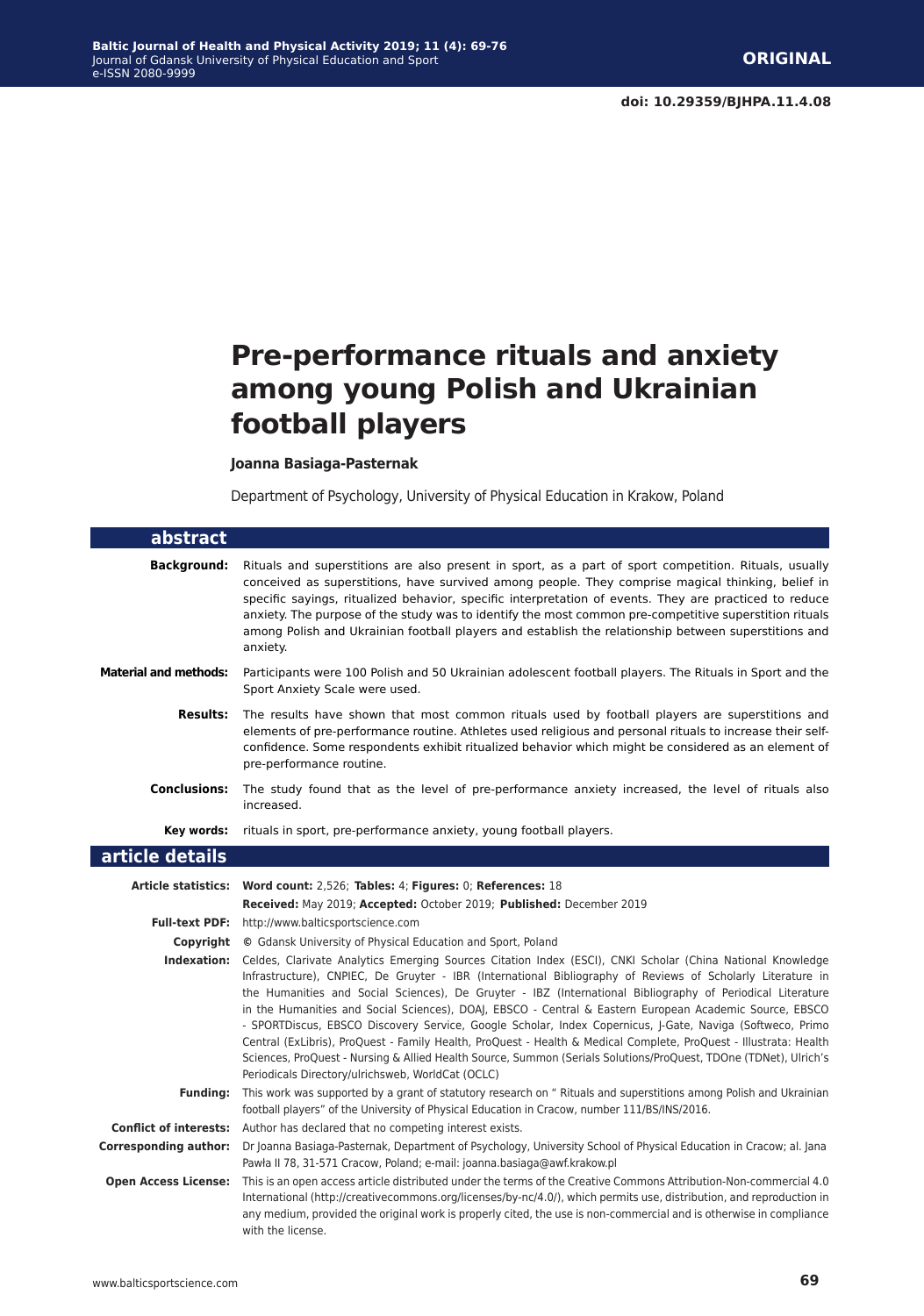**ORIGINAL**

**doi: 10.29359/BJHPA.11.4.08**

# Pre-performance rituals and anxiety among young Polish and Ukrainian football players

**Joanna Basiaga-Pasternak**

Department of Psychology, University of Physical Education in Krakow, Poland

## abstract

**Background:** Rituals and superstitions are also present in sport, as a part of sport competition. Rituals, usually conceived as superstitions, have survived among people. They comprise magical thinking, belief in specific sayings, ritualized behavior, specific interpretation of events. They are practiced to reduce anxiety. The purpose of the study was to identify the most common pre-competitive superstition rituals among Polish and Ukrainian football players and establish the relationship between superstitions and anxiety.

**Material and methods:** Participants were 100 Polish and 50 Ukrainian adolescent football players. The Rituals in Sport and the Sport Anxiety Scale were used.

**Results:** The results have shown that most common rituals used by football players are superstitions and elements of pre-performance routine. Athletes used religious and personal rituals to increase their self-confidence. Some respondents exhibit ritualized behavior which might be considered as an element of pre-performance routine.

**Conclusions:** The study found that as the level of pre-performance anxiety increased, the level of rituals also increased.

**Key words:** rituals in sport, pre-performance anxiety, young football players.

## article details

**Article statistics:** **Word count:** 2,526; **Tables:** 4; **Figures:** 0; **References:** 18
**Received:** May 2019; **Accepted:** October 2019; **Published:** December 2019

**Full-text PDF:** http://www.balticsportscience.com

**Copyright** © Gdansk University of Physical Education and Sport, Poland

**Indexation:** Celdes, Clarivate Analytics Emerging Sources Citation Index (ESCI), CNKI Scholar (China National Knowledge Infrastructure), CNPIEC, De Gruyter - IBR (International Bibliography of Reviews of Scholarly Literature in the Humanities and Social Sciences), De Gruyter - IBZ (International Bibliography of Periodical Literature in the Humanities and Social Sciences), DOAJ, EBSCO - Central & Eastern European Academic Source, EBSCO - SPORTDiscus, EBSCO Discovery Service, Google Scholar, Index Copernicus, J-Gate, Naviga (Softweco, Primo Central (ExLibris), ProQuest - Family Health, ProQuest - Health & Medical Complete, ProQuest - Illustrata: Health Sciences, ProQuest - Nursing & Allied Health Source, Summon (Serials Solutions/ProQuest, TDOne (TDNet), Ulrich's Periodicals Directory/ulrichsweb, WorldCat (OCLC)

**Funding:** This work was supported by a grant of statutory research on " Rituals and superstitions among Polish and Ukrainian football players" of the University of Physical Education in Cracow, number 111/BS/INS/2016.

**Conflict of interests:** Author has declared that no competing interest exists.

**Corresponding author:** Dr Joanna Basiaga-Pasternak, Department of Psychology, University School of Physical Education in Cracow; al. Jana Pawła II 78, 31-571 Cracow, Poland; e-mail: joanna.basiaga@awf.krakow.pl

**Open Access License:** This is an open access article distributed under the terms of the Creative Commons Attribution-Non-commercial 4.0 International (http://creativecommons.org/licenses/by-nc/4.0/), which permits use, distribution, and reproduction in any medium, provided the original work is properly cited, the use is non-commercial and is otherwise in compliance with the license.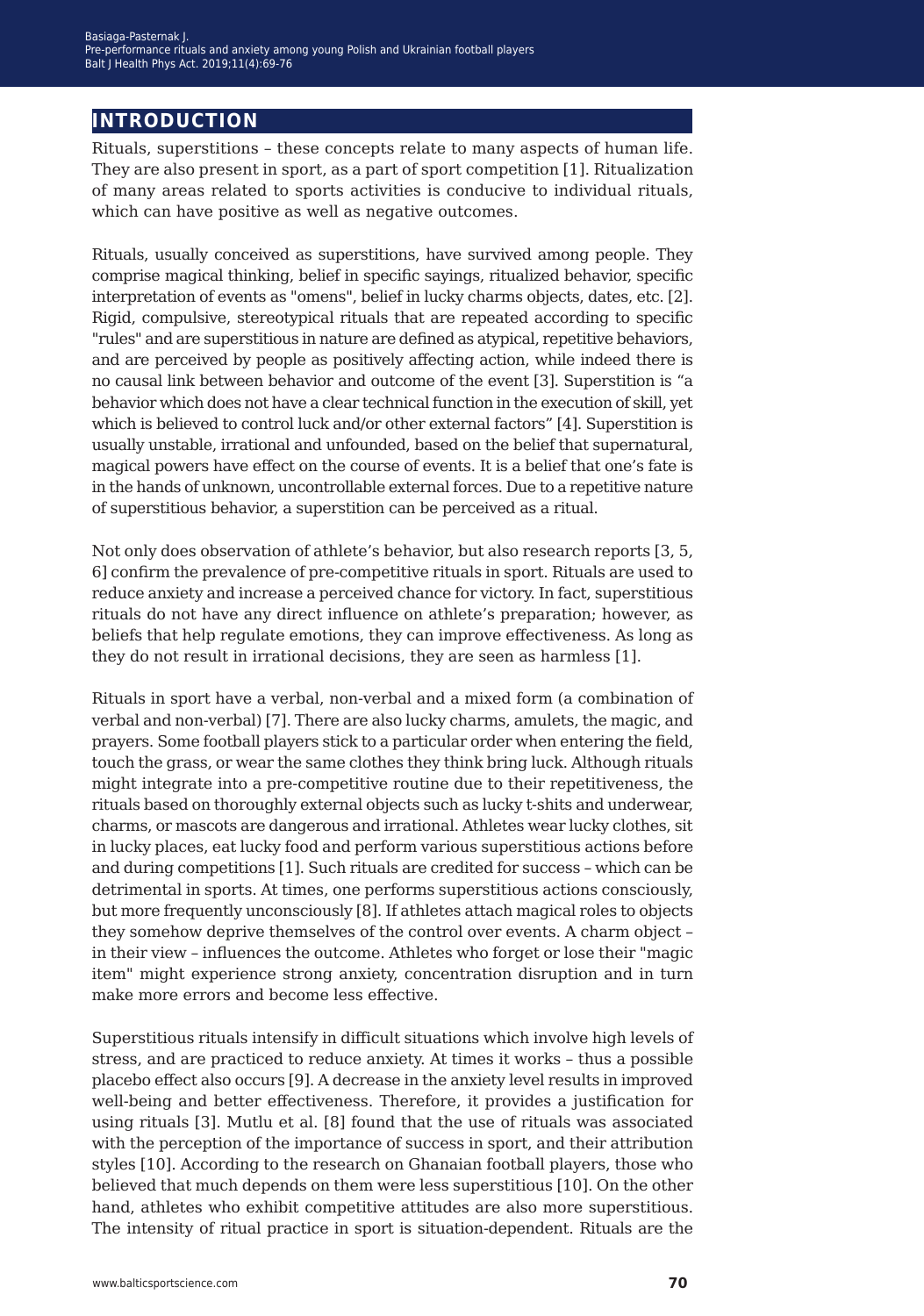## INTRODUCTION

Rituals, superstitions – these concepts relate to many aspects of human life. They are also present in sport, as a part of sport competition [1]. Ritualization of many areas related to sports activities is conducive to individual rituals, which can have positive as well as negative outcomes.

Rituals, usually conceived as superstitions, have survived among people. They comprise magical thinking, belief in specific sayings, ritualized behavior, specific interpretation of events as "omens", belief in lucky charms objects, dates, etc. [2]. Rigid, compulsive, stereotypical rituals that are repeated according to specific "rules" and are superstitious in nature are defined as atypical, repetitive behaviors, and are perceived by people as positively affecting action, while indeed there is no causal link between behavior and outcome of the event [3]. Superstition is "a behavior which does not have a clear technical function in the execution of skill, yet which is believed to control luck and/or other external factors" [4]. Superstition is usually unstable, irrational and unfounded, based on the belief that supernatural, magical powers have effect on the course of events. It is a belief that one's fate is in the hands of unknown, uncontrollable external forces. Due to a repetitive nature of superstitious behavior, a superstition can be perceived as a ritual.

Not only does observation of athlete's behavior, but also research reports [3, 5, 6] confirm the prevalence of pre-competitive rituals in sport. Rituals are used to reduce anxiety and increase a perceived chance for victory. In fact, superstitious rituals do not have any direct influence on athlete's preparation; however, as beliefs that help regulate emotions, they can improve effectiveness. As long as they do not result in irrational decisions, they are seen as harmless [1].

Rituals in sport have a verbal, non-verbal and a mixed form (a combination of verbal and non-verbal) [7]. There are also lucky charms, amulets, the magic, and prayers. Some football players stick to a particular order when entering the field, touch the grass, or wear the same clothes they think bring luck. Although rituals might integrate into a pre-competitive routine due to their repetitiveness, the rituals based on thoroughly external objects such as lucky t-shits and underwear, charms, or mascots are dangerous and irrational. Athletes wear lucky clothes, sit in lucky places, eat lucky food and perform various superstitious actions before and during competitions [1]. Such rituals are credited for success – which can be detrimental in sports. At times, one performs superstitious actions consciously, but more frequently unconsciously [8]. If athletes attach magical roles to objects they somehow deprive themselves of the control over events. A charm object – in their view – influences the outcome. Athletes who forget or lose their "magic item" might experience strong anxiety, concentration disruption and in turn make more errors and become less effective.

Superstitious rituals intensify in difficult situations which involve high levels of stress, and are practiced to reduce anxiety. At times it works – thus a possible placebo effect also occurs [9]. A decrease in the anxiety level results in improved well-being and better effectiveness. Therefore, it provides a justification for using rituals [3]. Mutlu et al. [8] found that the use of rituals was associated with the perception of the importance of success in sport, and their attribution styles [10]. According to the research on Ghanaian football players, those who believed that much depends on them were less superstitious [10]. On the other hand, athletes who exhibit competitive attitudes are also more superstitious. The intensity of ritual practice in sport is situation-dependent. Rituals are the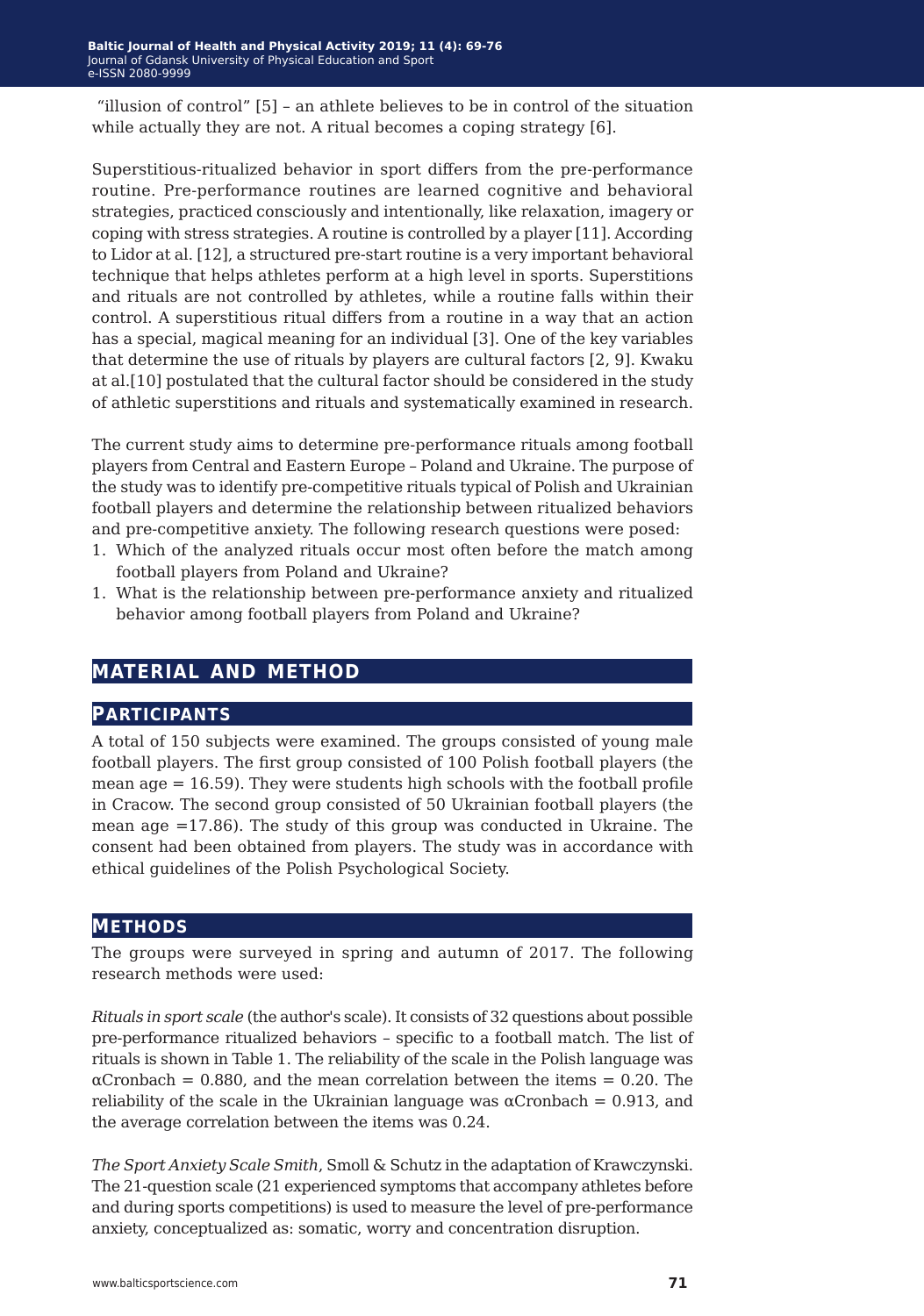"illusion of control" [5] – an athlete believes to be in control of the situation while actually they are not. A ritual becomes a coping strategy [6].

Superstitious-ritualized behavior in sport differs from the pre-performance routine. Pre-performance routines are learned cognitive and behavioral strategies, practiced consciously and intentionally, like relaxation, imagery or coping with stress strategies. A routine is controlled by a player [11]. According to Lidor at al. [12], a structured pre-start routine is a very important behavioral technique that helps athletes perform at a high level in sports. Superstitions and rituals are not controlled by athletes, while a routine falls within their control. A superstitious ritual differs from a routine in a way that an action has a special, magical meaning for an individual [3]. One of the key variables that determine the use of rituals by players are cultural factors [2, 9]. Kwaku at al.[10] postulated that the cultural factor should be considered in the study of athletic superstitions and rituals and systematically examined in research.

The current study aims to determine pre-performance rituals among football players from Central and Eastern Europe – Poland and Ukraine. The purpose of the study was to identify pre-competitive rituals typical of Polish and Ukrainian football players and determine the relationship between ritualized behaviors and pre-competitive anxiety. The following research questions were posed:

1. Which of the analyzed rituals occur most often before the match among football players from Poland and Ukraine?
1. What is the relationship between pre-performance anxiety and ritualized behavior among football players from Poland and Ukraine?

## MATERIAL AND METHOD

### PARTICIPANTS

A total of 150 subjects were examined. The groups consisted of young male football players. The first group consisted of 100 Polish football players (the mean age = 16.59). They were students high schools with the football profile in Cracow. The second group consisted of 50 Ukrainian football players (the mean age =17.86). The study of this group was conducted in Ukraine. The consent had been obtained from players. The study was in accordance with ethical guidelines of the Polish Psychological Society.

### METHODS

The groups were surveyed in spring and autumn of 2017. The following research methods were used:

*Rituals in sport scale* (the author's scale). It consists of 32 questions about possible pre-performance ritualized behaviors – specific to a football match. The list of rituals is shown in Table 1. The reliability of the scale in the Polish language was αCronbach = 0.880, and the mean correlation between the items = 0.20. The reliability of the scale in the Ukrainian language was αCronbach = 0.913, and the average correlation between the items was 0.24.

*The Sport Anxiety Scale Smith*, Smoll & Schutz in the adaptation of Krawczynski. The 21-question scale (21 experienced symptoms that accompany athletes before and during sports competitions) is used to measure the level of pre-performance anxiety, conceptualized as: somatic, worry and concentration disruption.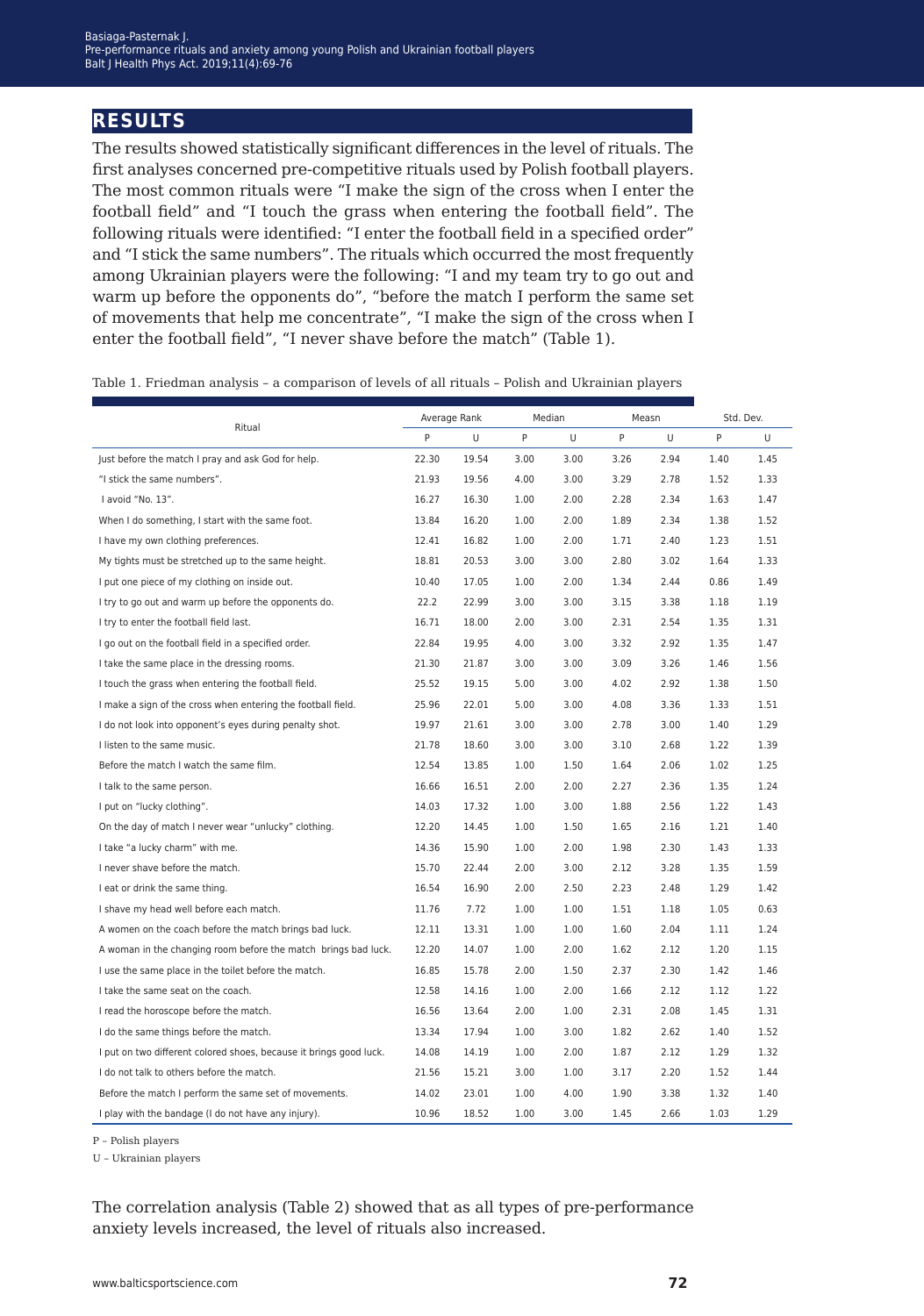## RESULTS

The results showed statistically significant differences in the level of rituals. The first analyses concerned pre-competitive rituals used by Polish football players. The most common rituals were "I make the sign of the cross when I enter the football field" and "I touch the grass when entering the football field". The following rituals were identified: "I enter the football field in a specified order" and "I stick the same numbers". The rituals which occurred the most frequently among Ukrainian players were the following: "I and my team try to go out and warm up before the opponents do", "before the match I perform the same set of movements that help me concentrate", "I make the sign of the cross when I enter the football field", "I never shave before the match" (Table 1).

Table 1. Friedman analysis – a comparison of levels of all rituals – Polish and Ukrainian players

| Ritual | Average Rank | | Median | | Measn | | Std. Dev. | |
|---|---|---|---|---|---|---|---|---|
| | P | U | P | U | P | U | P | U |
| Just before the match I pray and ask God for help. | 22.30 | 19.54 | 3.00 | 3.00 | 3.26 | 2.94 | 1.40 | 1.45 |
| "I stick the same numbers". | 21.93 | 19.56 | 4.00 | 3.00 | 3.29 | 2.78 | 1.52 | 1.33 |
| I avoid "No. 13". | 16.27 | 16.30 | 1.00 | 2.00 | 2.28 | 2.34 | 1.63 | 1.47 |
| When I do something, I start with the same foot. | 13.84 | 16.20 | 1.00 | 2.00 | 1.89 | 2.34 | 1.38 | 1.52 |
| I have my own clothing preferences. | 12.41 | 16.82 | 1.00 | 2.00 | 1.71 | 2.40 | 1.23 | 1.51 |
| My tights must be stretched up to the same height. | 18.81 | 20.53 | 3.00 | 3.00 | 2.80 | 3.02 | 1.64 | 1.33 |
| I put one piece of my clothing on inside out. | 10.40 | 17.05 | 1.00 | 2.00 | 1.34 | 2.44 | 0.86 | 1.49 |
| I try to go out and warm up before the opponents do. | 22.2 | 22.99 | 3.00 | 3.00 | 3.15 | 3.38 | 1.18 | 1.19 |
| I try to enter the football field last. | 16.71 | 18.00 | 2.00 | 3.00 | 2.31 | 2.54 | 1.35 | 1.31 |
| I go out on the football field in a specified order. | 22.84 | 19.95 | 4.00 | 3.00 | 3.32 | 2.92 | 1.35 | 1.47 |
| I take the same place in the dressing rooms. | 21.30 | 21.87 | 3.00 | 3.00 | 3.09 | 3.26 | 1.46 | 1.56 |
| I touch the grass when entering the football field. | 25.52 | 19.15 | 5.00 | 3.00 | 4.02 | 2.92 | 1.38 | 1.50 |
| I make a sign of the cross when entering the football field. | 25.96 | 22.01 | 5.00 | 3.00 | 4.08 | 3.36 | 1.33 | 1.51 |
| I do not look into opponent's eyes during penalty shot. | 19.97 | 21.61 | 3.00 | 3.00 | 2.78 | 3.00 | 1.40 | 1.29 |
| I listen to the same music. | 21.78 | 18.60 | 3.00 | 3.00 | 3.10 | 2.68 | 1.22 | 1.39 |
| Before the match I watch the same film. | 12.54 | 13.85 | 1.00 | 1.50 | 1.64 | 2.06 | 1.02 | 1.25 |
| I talk to the same person. | 16.66 | 16.51 | 2.00 | 2.00 | 2.27 | 2.36 | 1.35 | 1.24 |
| I put on "lucky clothing". | 14.03 | 17.32 | 1.00 | 3.00 | 1.88 | 2.56 | 1.22 | 1.43 |
| On the day of match I never wear "unlucky" clothing. | 12.20 | 14.45 | 1.00 | 1.50 | 1.65 | 2.16 | 1.21 | 1.40 |
| I take "a lucky charm" with me. | 14.36 | 15.90 | 1.00 | 2.00 | 1.98 | 2.30 | 1.43 | 1.33 |
| I never shave before the match. | 15.70 | 22.44 | 2.00 | 3.00 | 2.12 | 3.28 | 1.35 | 1.59 |
| I eat or drink the same thing. | 16.54 | 16.90 | 2.00 | 2.50 | 2.23 | 2.48 | 1.29 | 1.42 |
| I shave my head well before each match. | 11.76 | 7.72 | 1.00 | 1.00 | 1.51 | 1.18 | 1.05 | 0.63 |
| A women on the coach before the match brings bad luck. | 12.11 | 13.31 | 1.00 | 1.00 | 1.60 | 2.04 | 1.11 | 1.24 |
| A woman in the changing room before the match brings bad luck. | 12.20 | 14.07 | 1.00 | 2.00 | 1.62 | 2.12 | 1.20 | 1.15 |
| I use the same place in the toilet before the match. | 16.85 | 15.78 | 2.00 | 1.50 | 2.37 | 2.30 | 1.42 | 1.46 |
| I take the same seat on the coach. | 12.58 | 14.16 | 1.00 | 2.00 | 1.66 | 2.12 | 1.12 | 1.22 |
| I read the horoscope before the match. | 16.56 | 13.64 | 2.00 | 1.00 | 2.31 | 2.08 | 1.45 | 1.31 |
| I do the same things before the match. | 13.34 | 17.94 | 1.00 | 3.00 | 1.82 | 2.62 | 1.40 | 1.52 |
| I put on two different colored shoes, because it brings good luck. | 14.08 | 14.19 | 1.00 | 2.00 | 1.87 | 2.12 | 1.29 | 1.32 |
| I do not talk to others before the match. | 21.56 | 15.21 | 3.00 | 1.00 | 3.17 | 2.20 | 1.52 | 1.44 |
| Before the match I perform the same set of movements. | 14.02 | 23.01 | 1.00 | 4.00 | 1.90 | 3.38 | 1.32 | 1.40 |
| I play with the bandage (I do not have any injury). | 10.96 | 18.52 | 1.00 | 3.00 | 1.45 | 2.66 | 1.03 | 1.29 |

P – Polish players

U – Ukrainian players

The correlation analysis (Table 2) showed that as all types of pre-performance anxiety levels increased, the level of rituals also increased.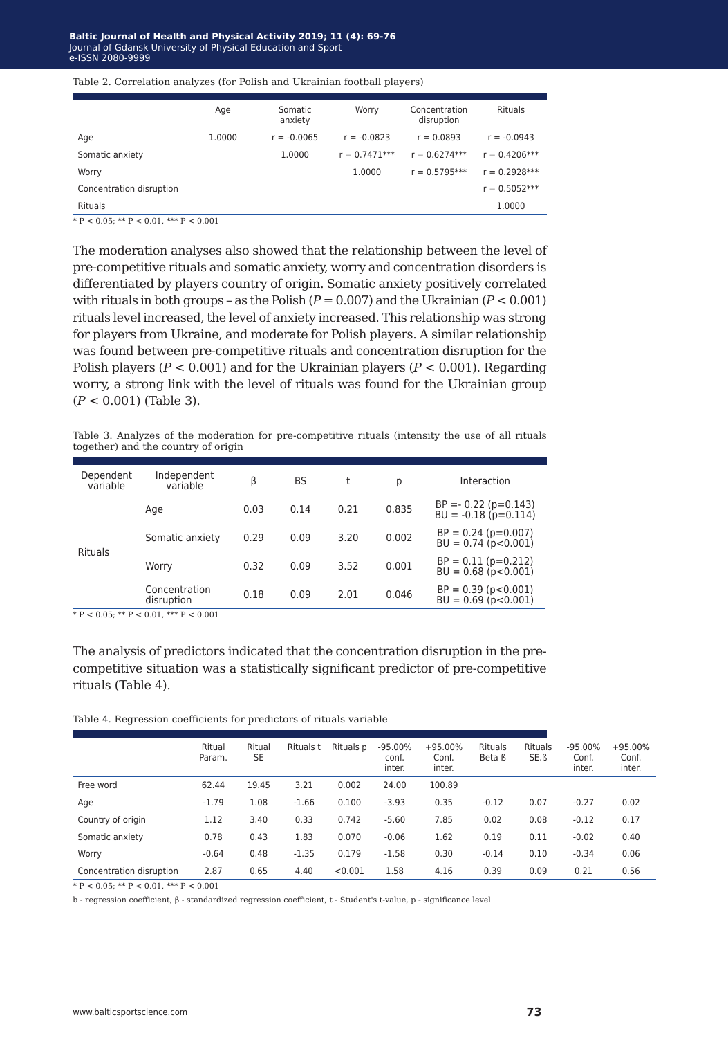Table 2. Correlation analyzes (for Polish and Ukrainian football players)

| | Age | Somatic anxiety | Worry | Concentration disruption | Rituals |
|---|---|---|---|---|---|
| Age | 1.0000 | r = -0.0065 | r = -0.0823 | r = 0.0893 | r = -0.0943 |
| Somatic anxiety | | 1.0000 | r = 0.7471*** | r = 0.6274*** | r = 0.4206*** |
| Worry | | | 1.0000 | r = 0.5795*** | r = 0.2928*** |
| Concentration disruption | | | | | r = 0.5052*** |
| Rituals | | | | | 1.0000 |

\* P < 0.05; ** P < 0.01, *** P < 0.001

The moderation analyses also showed that the relationship between the level of pre-competitive rituals and somatic anxiety, worry and concentration disorders is differentiated by players country of origin. Somatic anxiety positively correlated with rituals in both groups – as the Polish ($P = 0.007$) and the Ukrainian ($P < 0.001$) rituals level increased, the level of anxiety increased. This relationship was strong for players from Ukraine, and moderate for Polish players. A similar relationship was found between pre-competitive rituals and concentration disruption for the Polish players ($P < 0.001$) and for the Ukrainian players ($P < 0.001$). Regarding worry, a strong link with the level of rituals was found for the Ukrainian group ($P < 0.001$) (Table 3).

Table 3. Analyzes of the moderation for pre-competitive rituals (intensity the use of all rituals together) and the country of origin

| Dependent variable | Independent variable | β | BS | t | p | Interaction |
|---|---|---|---|---|---|---|
| Rituals | Age | 0.03 | 0.14 | 0.21 | 0.835 | BP =- 0.22 (p=0.143) BU = -0.18 (p=0.114) |
| | Somatic anxiety | 0.29 | 0.09 | 3.20 | 0.002 | BP = 0.24 (p=0.007) BU = 0.74 (p<0.001) |
| | Worry | 0.32 | 0.09 | 3.52 | 0.001 | BP = 0.11 (p=0.212) BU = 0.68 (p<0.001) |
| | Concentration disruption | 0.18 | 0.09 | 2.01 | 0.046 | BP = 0.39 (p<0.001) BU = 0.69 (p<0.001) |

\* P < 0.05; ** P < 0.01, *** P < 0.001

The analysis of predictors indicated that the concentration disruption in the pre-competitive situation was a statistically significant predictor of pre-competitive rituals (Table 4).

Table 4. Regression coefficients for predictors of rituals variable

| | Ritual Param. | Ritual SE | Rituals t | Rituals p | -95.00% conf. inter. | +95.00% Conf. inter. | Rituals Beta ß | Rituals SE.ß | -95.00% Conf. inter. | +95.00% Conf. inter. |
|---|---|---|---|---|---|---|---|---|---|---|
| Free word | 62.44 | 19.45 | 3.21 | 0.002 | 24.00 | 100.89 | | | | |
| Age | -1.79 | 1.08 | -1.66 | 0.100 | -3.93 | 0.35 | -0.12 | 0.07 | -0.27 | 0.02 |
| Country of origin | 1.12 | 3.40 | 0.33 | 0.742 | -5.60 | 7.85 | 0.02 | 0.08 | -0.12 | 0.17 |
| Somatic anxiety | 0.78 | 0.43 | 1.83 | 0.070 | -0.06 | 1.62 | 0.19 | 0.11 | -0.02 | 0.40 |
| Worry | -0.64 | 0.48 | -1.35 | 0.179 | -1.58 | 0.30 | -0.14 | 0.10 | -0.34 | 0.06 |
| Concentration disruption | 2.87 | 0.65 | 4.40 | <0.001 | 1.58 | 4.16 | 0.39 | 0.09 | 0.21 | 0.56 |

\* P < 0.05; ** P < 0.01, *** P < 0.001

b - regression coefficient, β - standardized regression coefficient, t - Student's t-value, p - significance level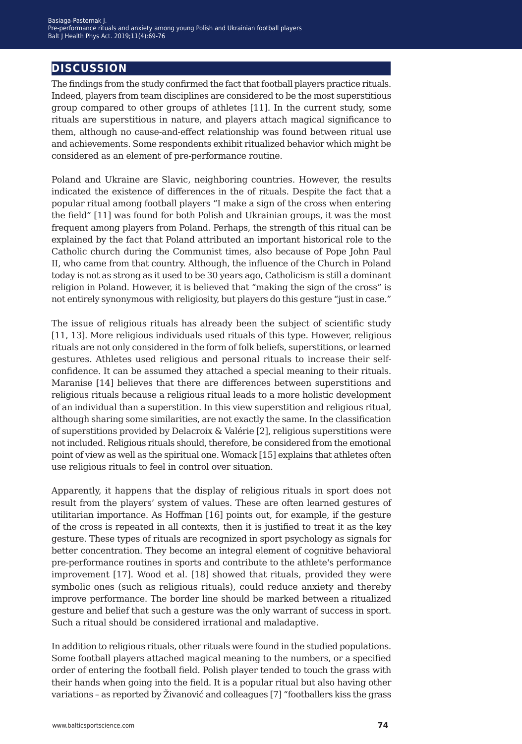## DISCUSSION

The findings from the study confirmed the fact that football players practice rituals. Indeed, players from team disciplines are considered to be the most superstitious group compared to other groups of athletes [11]. In the current study, some rituals are superstitious in nature, and players attach magical significance to them, although no cause-and-effect relationship was found between ritual use and achievements. Some respondents exhibit ritualized behavior which might be considered as an element of pre-performance routine.

Poland and Ukraine are Slavic, neighboring countries. However, the results indicated the existence of differences in the of rituals. Despite the fact that a popular ritual among football players "I make a sign of the cross when entering the field" [11] was found for both Polish and Ukrainian groups, it was the most frequent among players from Poland. Perhaps, the strength of this ritual can be explained by the fact that Poland attributed an important historical role to the Catholic church during the Communist times, also because of Pope John Paul II, who came from that country. Although, the influence of the Church in Poland today is not as strong as it used to be 30 years ago, Catholicism is still a dominant religion in Poland. However, it is believed that "making the sign of the cross" is not entirely synonymous with religiosity, but players do this gesture "just in case."

The issue of religious rituals has already been the subject of scientific study [11, 13]. More religious individuals used rituals of this type. However, religious rituals are not only considered in the form of folk beliefs, superstitions, or learned gestures. Athletes used religious and personal rituals to increase their self-confidence. It can be assumed they attached a special meaning to their rituals. Maranise [14] believes that there are differences between superstitions and religious rituals because a religious ritual leads to a more holistic development of an individual than a superstition. In this view superstition and religious ritual, although sharing some similarities, are not exactly the same. In the classification of superstitions provided by Delacroix & Valérie [2], religious superstitions were not included. Religious rituals should, therefore, be considered from the emotional point of view as well as the spiritual one. Womack [15] explains that athletes often use religious rituals to feel in control over situation.

Apparently, it happens that the display of religious rituals in sport does not result from the players' system of values. These are often learned gestures of utilitarian importance. As Hoffman [16] points out, for example, if the gesture of the cross is repeated in all contexts, then it is justified to treat it as the key gesture. These types of rituals are recognized in sport psychology as signals for better concentration. They become an integral element of cognitive behavioral pre-performance routines in sports and contribute to the athlete's performance improvement [17]. Wood et al. [18] showed that rituals, provided they were symbolic ones (such as religious rituals), could reduce anxiety and thereby improve performance. The border line should be marked between a ritualized gesture and belief that such a gesture was the only warrant of success in sport. Such a ritual should be considered irrational and maladaptive.

In addition to religious rituals, other rituals were found in the studied populations. Some football players attached magical meaning to the numbers, or a specified order of entering the football field. Polish player tended to touch the grass with their hands when going into the field. It is a popular ritual but also having other variations – as reported by Živanović and colleagues [7] "footballers kiss the grass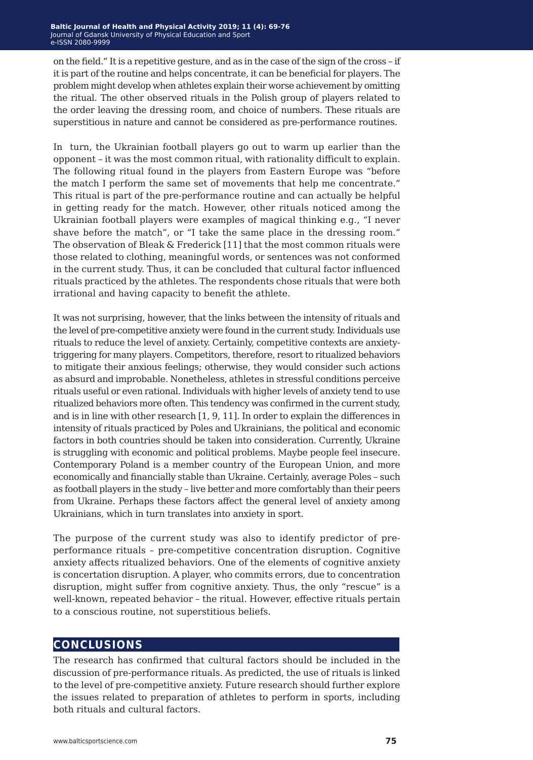on the field." It is a repetitive gesture, and as in the case of the sign of the cross – if it is part of the routine and helps concentrate, it can be beneficial for players. The problem might develop when athletes explain their worse achievement by omitting the ritual. The other observed rituals in the Polish group of players related to the order leaving the dressing room, and choice of numbers. These rituals are superstitious in nature and cannot be considered as pre-performance routines.

In turn, the Ukrainian football players go out to warm up earlier than the opponent – it was the most common ritual, with rationality difficult to explain. The following ritual found in the players from Eastern Europe was "before the match I perform the same set of movements that help me concentrate." This ritual is part of the pre-performance routine and can actually be helpful in getting ready for the match. However, other rituals noticed among the Ukrainian football players were examples of magical thinking e.g., "I never shave before the match", or "I take the same place in the dressing room." The observation of Bleak & Frederick [11] that the most common rituals were those related to clothing, meaningful words, or sentences was not conformed in the current study. Thus, it can be concluded that cultural factor influenced rituals practiced by the athletes. The respondents chose rituals that were both irrational and having capacity to benefit the athlete.

It was not surprising, however, that the links between the intensity of rituals and the level of pre-competitive anxiety were found in the current study. Individuals use rituals to reduce the level of anxiety. Certainly, competitive contexts are anxiety-triggering for many players. Competitors, therefore, resort to ritualized behaviors to mitigate their anxious feelings; otherwise, they would consider such actions as absurd and improbable. Nonetheless, athletes in stressful conditions perceive rituals useful or even rational. Individuals with higher levels of anxiety tend to use ritualized behaviors more often. This tendency was confirmed in the current study, and is in line with other research [1, 9, 11]. In order to explain the differences in intensity of rituals practiced by Poles and Ukrainians, the political and economic factors in both countries should be taken into consideration. Currently, Ukraine is struggling with economic and political problems. Maybe people feel insecure. Contemporary Poland is a member country of the European Union, and more economically and financially stable than Ukraine. Certainly, average Poles – such as football players in the study – live better and more comfortably than their peers from Ukraine. Perhaps these factors affect the general level of anxiety among Ukrainians, which in turn translates into anxiety in sport.

The purpose of the current study was also to identify predictor of pre-performance rituals – pre-competitive concentration disruption. Cognitive anxiety affects ritualized behaviors. One of the elements of cognitive anxiety is concertation disruption. A player, who commits errors, due to concentration disruption, might suffer from cognitive anxiety. Thus, the only "rescue" is a well-known, repeated behavior – the ritual. However, effective rituals pertain to a conscious routine, not superstitious beliefs.

## CONCLUSIONS

The research has confirmed that cultural factors should be included in the discussion of pre-performance rituals. As predicted, the use of rituals is linked to the level of pre-competitive anxiety. Future research should further explore the issues related to preparation of athletes to perform in sports, including both rituals and cultural factors.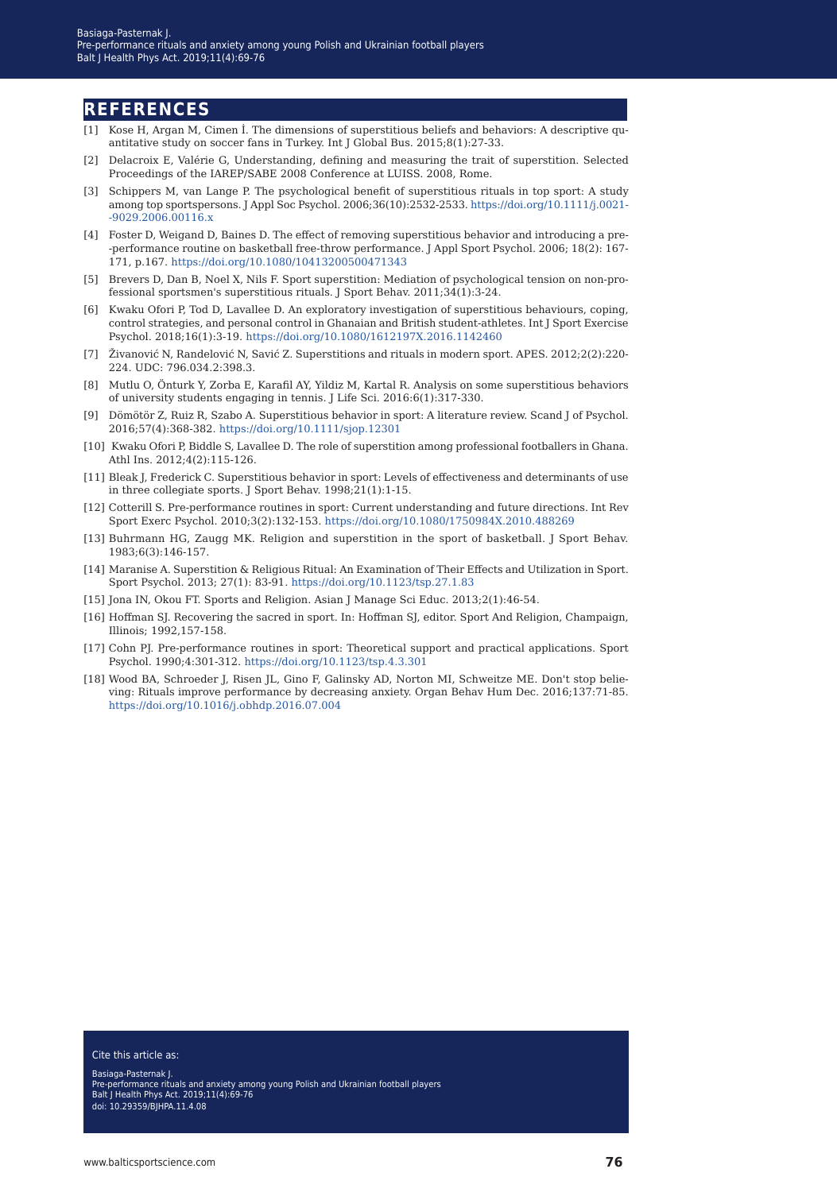## REFERENCES

[1] Kose H, Argan M, Cimen İ. The dimensions of superstitious beliefs and behaviors: A descriptive quantitative study on soccer fans in Turkey. Int J Global Bus. 2015;8(1):27-33.

[2] Delacroix E, Valérie G, Understanding, defining and measuring the trait of superstition. Selected Proceedings of the IAREP/SABE 2008 Conference at LUISS. 2008, Rome.

[3] Schippers M, van Lange P. The psychological benefit of superstitious rituals in top sport: A study among top sportspersons. J Appl Soc Psychol. 2006;36(10):2532-2533. https://doi.org/10.1111/j.0021-9029.2006.00116.x

[4] Foster D, Weigand D, Baines D. The effect of removing superstitious behavior and introducing a pre-performance routine on basketball free-throw performance. J Appl Sport Psychol. 2006; 18(2): 167-171, p.167. https://doi.org/10.1080/10413200500471343

[5] Brevers D, Dan B, Noel X, Nils F. Sport superstition: Mediation of psychological tension on non-professional sportsmen's superstitious rituals. J Sport Behav. 2011;34(1):3-24.

[6] Kwaku Ofori P, Tod D, Lavallee D. An exploratory investigation of superstitious behaviours, coping, control strategies, and personal control in Ghanaian and British student-athletes. Int J Sport Exercise Psychol. 2018;16(1):3-19. https://doi.org/10.1080/1612197X.2016.1142460

[7] Živanović N, Randelović N, Savić Z. Superstitions and rituals in modern sport. APES. 2012;2(2):220-224. UDC: 796.034.2:398.3.

[8] Mutlu O, Önturk Y, Zorba E, Karafil AY, Yildiz M, Kartal R. Analysis on some superstitious behaviors of university students engaging in tennis. J Life Sci. 2016:6(1):317-330.

[9] Dömötör Z, Ruiz R, Szabo A. Superstitious behavior in sport: A literature review. Scand J of Psychol. 2016;57(4):368-382. https://doi.org/10.1111/sjop.12301

[10] Kwaku Ofori P, Biddle S, Lavallee D. The role of superstition among professional footballers in Ghana. Athl Ins. 2012;4(2):115-126.

[11] Bleak J, Frederick C. Superstitious behavior in sport: Levels of effectiveness and determinants of use in three collegiate sports. J Sport Behav. 1998;21(1):1-15.

[12] Cotterill S. Pre-performance routines in sport: Current understanding and future directions. Int Rev Sport Exerc Psychol. 2010;3(2):132-153. https://doi.org/10.1080/1750984X.2010.488269

[13] Buhrmann HG, Zaugg MK. Religion and superstition in the sport of basketball. J Sport Behav. 1983;6(3):146-157.

[14] Maranise A. Superstition & Religious Ritual: An Examination of Their Effects and Utilization in Sport. Sport Psychol. 2013; 27(1): 83-91. https://doi.org/10.1123/tsp.27.1.83

[15] Jona IN, Okou FT. Sports and Religion. Asian J Manage Sci Educ. 2013;2(1):46-54.

[16] Hoffman SJ. Recovering the sacred in sport. In: Hoffman SJ, editor. Sport And Religion, Champaign, Illinois; 1992,157-158.

[17] Cohn PJ. Pre-performance routines in sport: Theoretical support and practical applications. Sport Psychol. 1990;4:301-312. https://doi.org/10.1123/tsp.4.3.301

[18] Wood BA, Schroeder J, Risen JL, Gino F, Galinsky AD, Norton MI, Schweitze ME. Don't stop believing: Rituals improve performance by decreasing anxiety. Organ Behav Hum Dec. 2016;137:71-85. https://doi.org/10.1016/j.obhdp.2016.07.004

Cite this article as:

Basiaga-Pasternak J.
Pre-performance rituals and anxiety among young Polish and Ukrainian football players
Balt J Health Phys Act. 2019;11(4):69-76
doi: 10.29359/BJHPA.11.4.08